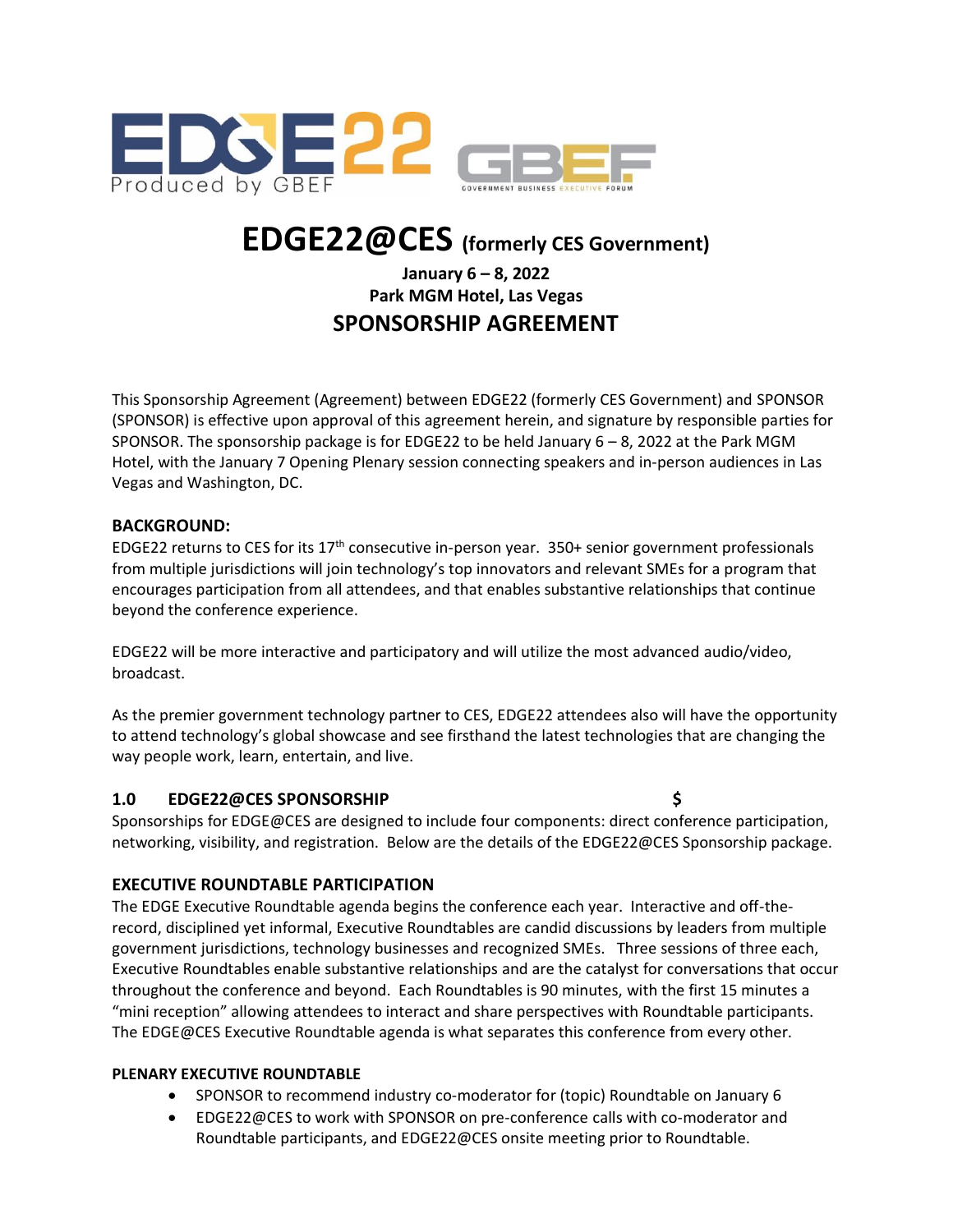# EDGE22@CES (formerly CES Government)

**January 6 – 8, 2022**
**Park MGM Hotel, Las Vegas**

## SPONSORSHIP AGREEMENT

This Sponsorship Agreement (Agreement) between EDGE22 (formerly CES Government) and SPONSOR (SPONSOR) is effective upon approval of this agreement herein, and signature by responsible parties for SPONSOR. The sponsorship package is for EDGE22 to be held January 6 – 8, 2022 at the Park MGM Hotel, with the January 7 Opening Plenary session connecting speakers and in-person audiences in Las Vegas and Washington, DC.

### BACKGROUND:

EDGE22 returns to CES for its 17th consecutive in-person year. 350+ senior government professionals from multiple jurisdictions will join technology's top innovators and relevant SMEs for a program that encourages participation from all attendees, and that enables substantive relationships that continue beyond the conference experience.

EDGE22 will be more interactive and participatory and will utilize the most advanced audio/video, broadcast.

As the premier government technology partner to CES, EDGE22 attendees also will have the opportunity to attend technology's global showcase and see firsthand the latest technologies that are changing the way people work, learn, entertain, and live.

### 1.0 EDGE22@CES SPONSORSHIP $

Sponsorships for EDGE@CES are designed to include four components: direct conference participation, networking, visibility, and registration. Below are the details of the EDGE22@CES Sponsorship package.

### EXECUTIVE ROUNDTABLE PARTICIPATION

The EDGE Executive Roundtable agenda begins the conference each year. Interactive and off-the-record, disciplined yet informal, Executive Roundtables are candid discussions by leaders from multiple government jurisdictions, technology businesses and recognized SMEs. Three sessions of three each, Executive Roundtables enable substantive relationships and are the catalyst for conversations that occur throughout the conference and beyond. Each Roundtables is 90 minutes, with the first 15 minutes a "mini reception" allowing attendees to interact and share perspectives with Roundtable participants. The EDGE@CES Executive Roundtable agenda is what separates this conference from every other.

#### PLENARY EXECUTIVE ROUNDTABLE

- SPONSOR to recommend industry co-moderator for (topic) Roundtable on January 6
- EDGE22@CES to work with SPONSOR on pre-conference calls with co-moderator and Roundtable participants, and EDGE22@CES onsite meeting prior to Roundtable.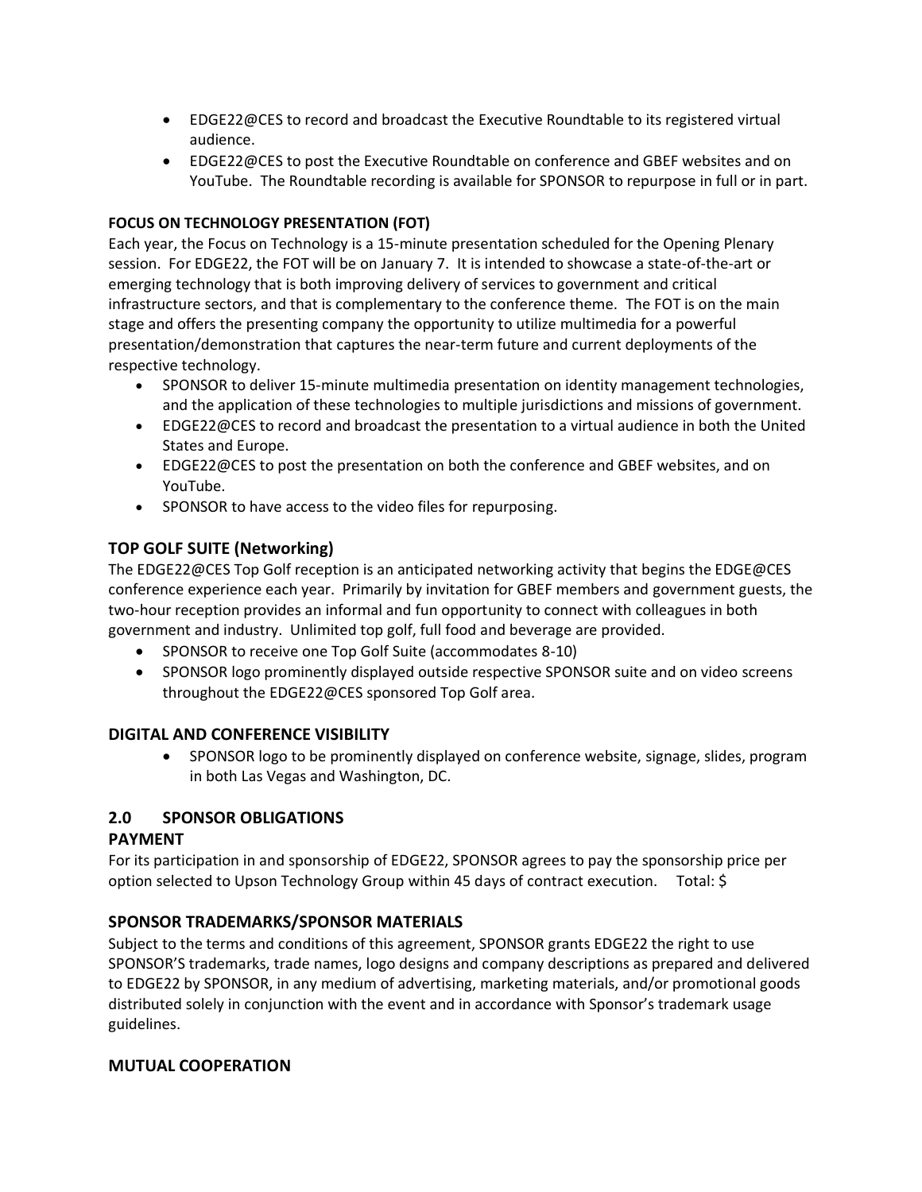- EDGE22@CES to record and broadcast the Executive Roundtable to its registered virtual audience.
- EDGE22@CES to post the Executive Roundtable on conference and GBEF websites and on YouTube. The Roundtable recording is available for SPONSOR to repurpose in full or in part.

**FOCUS ON TECHNOLOGY PRESENTATION (FOT)**

Each year, the Focus on Technology is a 15-minute presentation scheduled for the Opening Plenary session. For EDGE22, the FOT will be on January 7. It is intended to showcase a state-of-the-art or emerging technology that is both improving delivery of services to government and critical infrastructure sectors, and that is complementary to the conference theme. The FOT is on the main stage and offers the presenting company the opportunity to utilize multimedia for a powerful presentation/demonstration that captures the near-term future and current deployments of the respective technology.

- SPONSOR to deliver 15-minute multimedia presentation on identity management technologies, and the application of these technologies to multiple jurisdictions and missions of government.
- EDGE22@CES to record and broadcast the presentation to a virtual audience in both the United States and Europe.
- EDGE22@CES to post the presentation on both the conference and GBEF websites, and on YouTube.
- SPONSOR to have access to the video files for repurposing.

### TOP GOLF SUITE (Networking)

The EDGE22@CES Top Golf reception is an anticipated networking activity that begins the EDGE@CES conference experience each year. Primarily by invitation for GBEF members and government guests, the two-hour reception provides an informal and fun opportunity to connect with colleagues in both government and industry. Unlimited top golf, full food and beverage are provided.

- SPONSOR to receive one Top Golf Suite (accommodates 8-10)
- SPONSOR logo prominently displayed outside respective SPONSOR suite and on video screens throughout the EDGE22@CES sponsored Top Golf area.

### DIGITAL AND CONFERENCE VISIBILITY

- SPONSOR logo to be prominently displayed on conference website, signage, slides, program in both Las Vegas and Washington, DC.

## 2.0 SPONSOR OBLIGATIONS

### PAYMENT

For its participation in and sponsorship of EDGE22, SPONSOR agrees to pay the sponsorship price per option selected to Upson Technology Group within 45 days of contract execution. Total: $

### SPONSOR TRADEMARKS/SPONSOR MATERIALS

Subject to the terms and conditions of this agreement, SPONSOR grants EDGE22 the right to use SPONSOR'S trademarks, trade names, logo designs and company descriptions as prepared and delivered to EDGE22 by SPONSOR, in any medium of advertising, marketing materials, and/or promotional goods distributed solely in conjunction with the event and in accordance with Sponsor's trademark usage guidelines.

### MUTUAL COOPERATION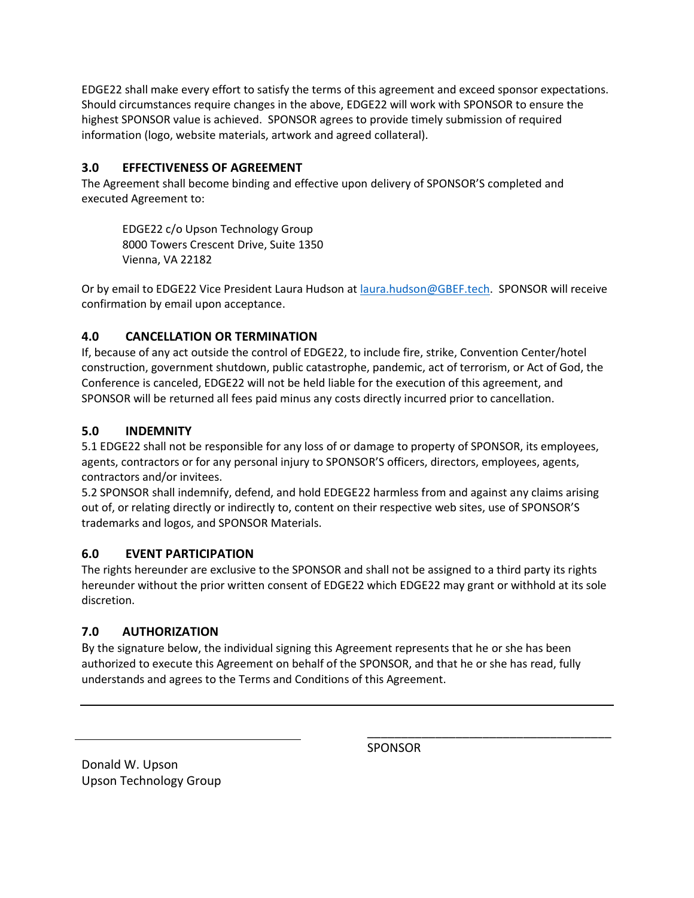EDGE22 shall make every effort to satisfy the terms of this agreement and exceed sponsor expectations. Should circumstances require changes in the above, EDGE22 will work with SPONSOR to ensure the highest SPONSOR value is achieved. SPONSOR agrees to provide timely submission of required information (logo, website materials, artwork and agreed collateral).

### 3.0 EFFECTIVENESS OF AGREEMENT

The Agreement shall become binding and effective upon delivery of SPONSOR'S completed and executed Agreement to:

EDGE22 c/o Upson Technology Group
8000 Towers Crescent Drive, Suite 1350
Vienna, VA 22182

Or by email to EDGE22 Vice President Laura Hudson at laura.hudson@GBEF.tech. SPONSOR will receive confirmation by email upon acceptance.

### 4.0 CANCELLATION OR TERMINATION

If, because of any act outside the control of EDGE22, to include fire, strike, Convention Center/hotel construction, government shutdown, public catastrophe, pandemic, act of terrorism, or Act of God, the Conference is canceled, EDGE22 will not be held liable for the execution of this agreement, and SPONSOR will be returned all fees paid minus any costs directly incurred prior to cancellation.

### 5.0 INDEMNITY

5.1 EDGE22 shall not be responsible for any loss of or damage to property of SPONSOR, its employees, agents, contractors or for any personal injury to SPONSOR'S officers, directors, employees, agents, contractors and/or invitees.
5.2 SPONSOR shall indemnify, defend, and hold EDEGE22 harmless from and against any claims arising out of, or relating directly or indirectly to, content on their respective web sites, use of SPONSOR'S trademarks and logos, and SPONSOR Materials.

### 6.0 EVENT PARTICIPATION

The rights hereunder are exclusive to the SPONSOR and shall not be assigned to a third party its rights hereunder without the prior written consent of EDGE22 which EDGE22 may grant or withhold at its sole discretion.

### 7.0 AUTHORIZATION

By the signature below, the individual signing this Agreement represents that he or she has been authorized to execute this Agreement on behalf of the SPONSOR, and that he or she has read, fully understands and agrees to the Terms and Conditions of this Agreement.

---

\_\_\_\_\_\_\_\_\_\_\_\_\_\_\_\_\_\_\_\_\_\_\_\_\_\_\_\_\_\_\_\_\_\_\_\_\_\_
Donald W. Upson
Upson Technology Group

\_\_\_\_\_\_\_\_\_\_\_\_\_\_\_\_\_\_\_\_\_\_\_\_\_\_\_\_\_\_\_\_\_\_\_\_\_\_
SPONSOR